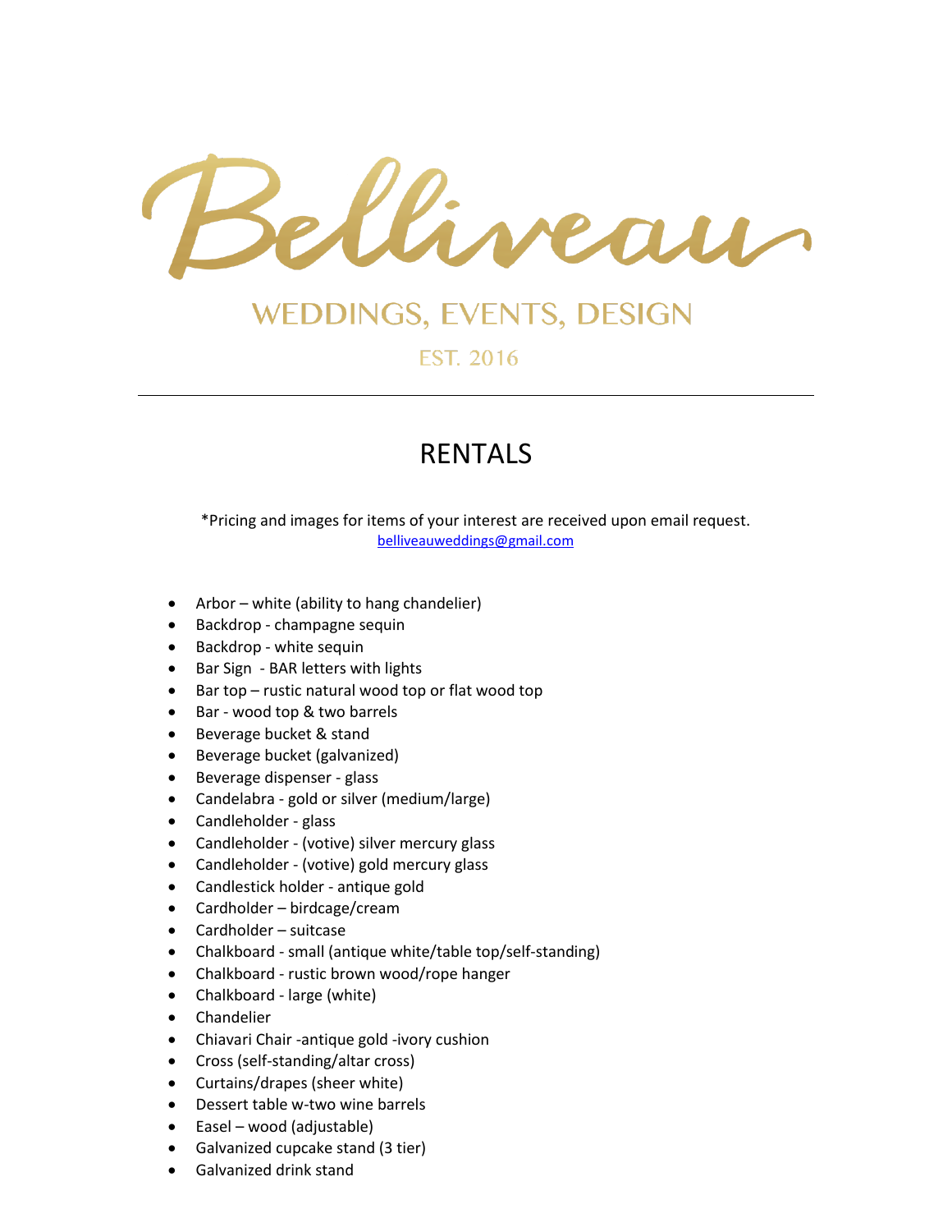# Belliveau

WEDDINGS, EVENTS, DESIGN

EST. 2016

---

## RENTALS

*Pricing and images for items of your interest are received upon email request.
belliveauweddings@gmail.com

- Arbor – white (ability to hang chandelier)
- Backdrop - champagne sequin
- Backdrop - white sequin
- Bar Sign - BAR letters with lights
- Bar top – rustic natural wood top or flat wood top
- Bar - wood top & two barrels
- Beverage bucket & stand
- Beverage bucket (galvanized)
- Beverage dispenser - glass
- Candelabra - gold or silver (medium/large)
- Candleholder - glass
- Candleholder - (votive) silver mercury glass
- Candleholder - (votive) gold mercury glass
- Candlestick holder - antique gold
- Cardholder – birdcage/cream
- Cardholder – suitcase
- Chalkboard - small (antique white/table top/self-standing)
- Chalkboard - rustic brown wood/rope hanger
- Chalkboard - large (white)
- Chandelier
- Chiavari Chair -antique gold -ivory cushion
- Cross (self-standing/altar cross)
- Curtains/drapes (sheer white)
- Dessert table w-two wine barrels
- Easel – wood (adjustable)
- Galvanized cupcake stand (3 tier)
- Galvanized drink stand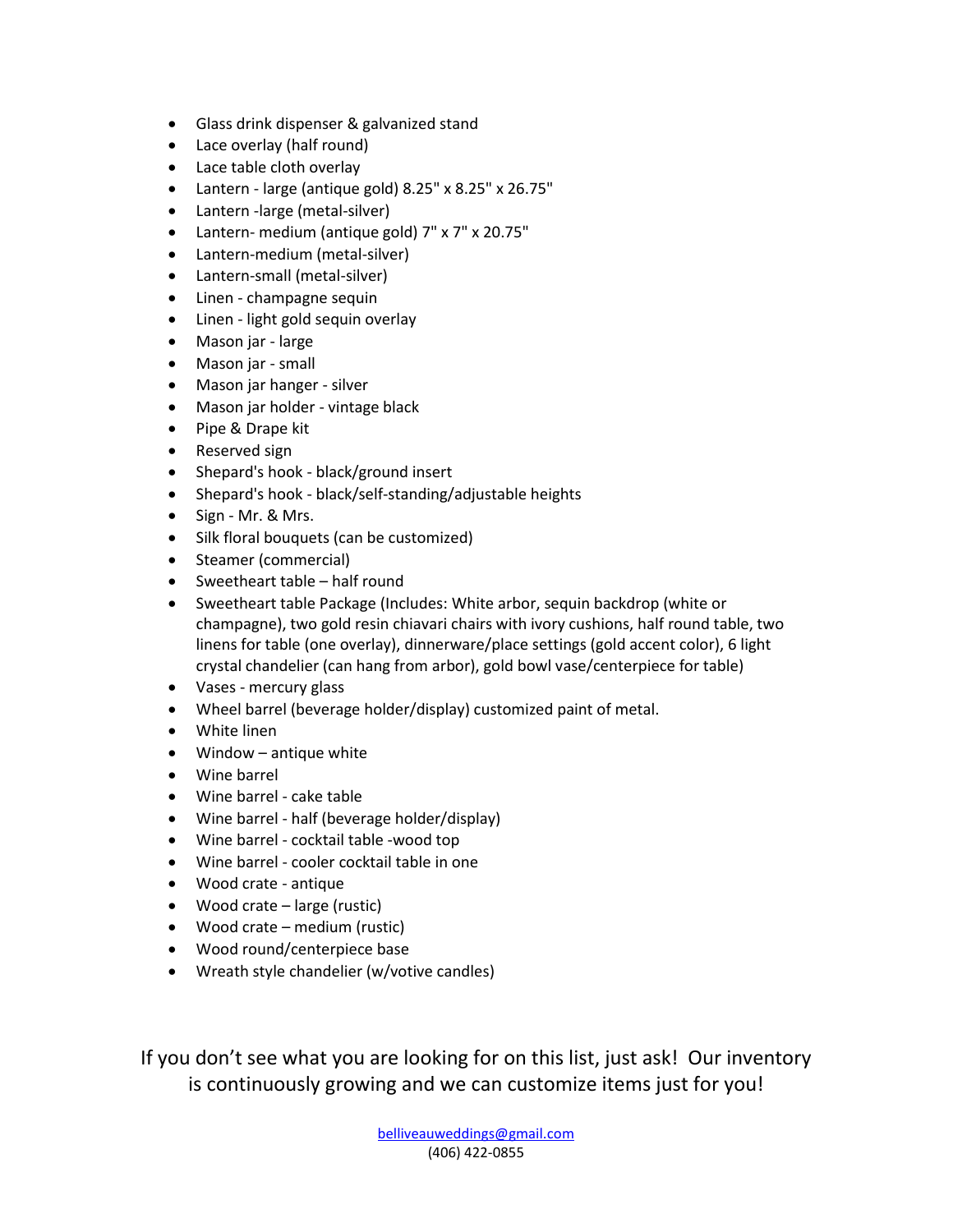- Glass drink dispenser & galvanized stand
- Lace overlay (half round)
- Lace table cloth overlay
- Lantern - large (antique gold) 8.25" x 8.25" x 26.75"
- Lantern -large (metal-silver)
- Lantern- medium (antique gold) 7" x 7" x 20.75"
- Lantern-medium (metal-silver)
- Lantern-small (metal-silver)
- Linen - champagne sequin
- Linen - light gold sequin overlay
- Mason jar - large
- Mason jar - small
- Mason jar hanger - silver
- Mason jar holder - vintage black
- Pipe & Drape kit
- Reserved sign
- Shepard's hook - black/ground insert
- Shepard's hook - black/self-standing/adjustable heights
- Sign - Mr. & Mrs.
- Silk floral bouquets (can be customized)
- Steamer (commercial)
- Sweetheart table – half round
- Sweetheart table Package (Includes: White arbor, sequin backdrop (white or champagne), two gold resin chiavari chairs with ivory cushions, half round table, two linens for table (one overlay), dinnerware/place settings (gold accent color), 6 light crystal chandelier (can hang from arbor), gold bowl vase/centerpiece for table)
- Vases - mercury glass
- Wheel barrel (beverage holder/display) customized paint of metal.
- White linen
- Window – antique white
- Wine barrel
- Wine barrel - cake table
- Wine barrel - half (beverage holder/display)
- Wine barrel - cocktail table -wood top
- Wine barrel - cooler cocktail table in one
- Wood crate - antique
- Wood crate – large (rustic)
- Wood crate – medium (rustic)
- Wood round/centerpiece base
- Wreath style chandelier (w/votive candles)

If you don't see what you are looking for on this list, just ask! Our inventory is continuously growing and we can customize items just for you!

belliveauweddings@gmail.com
(406) 422-0855